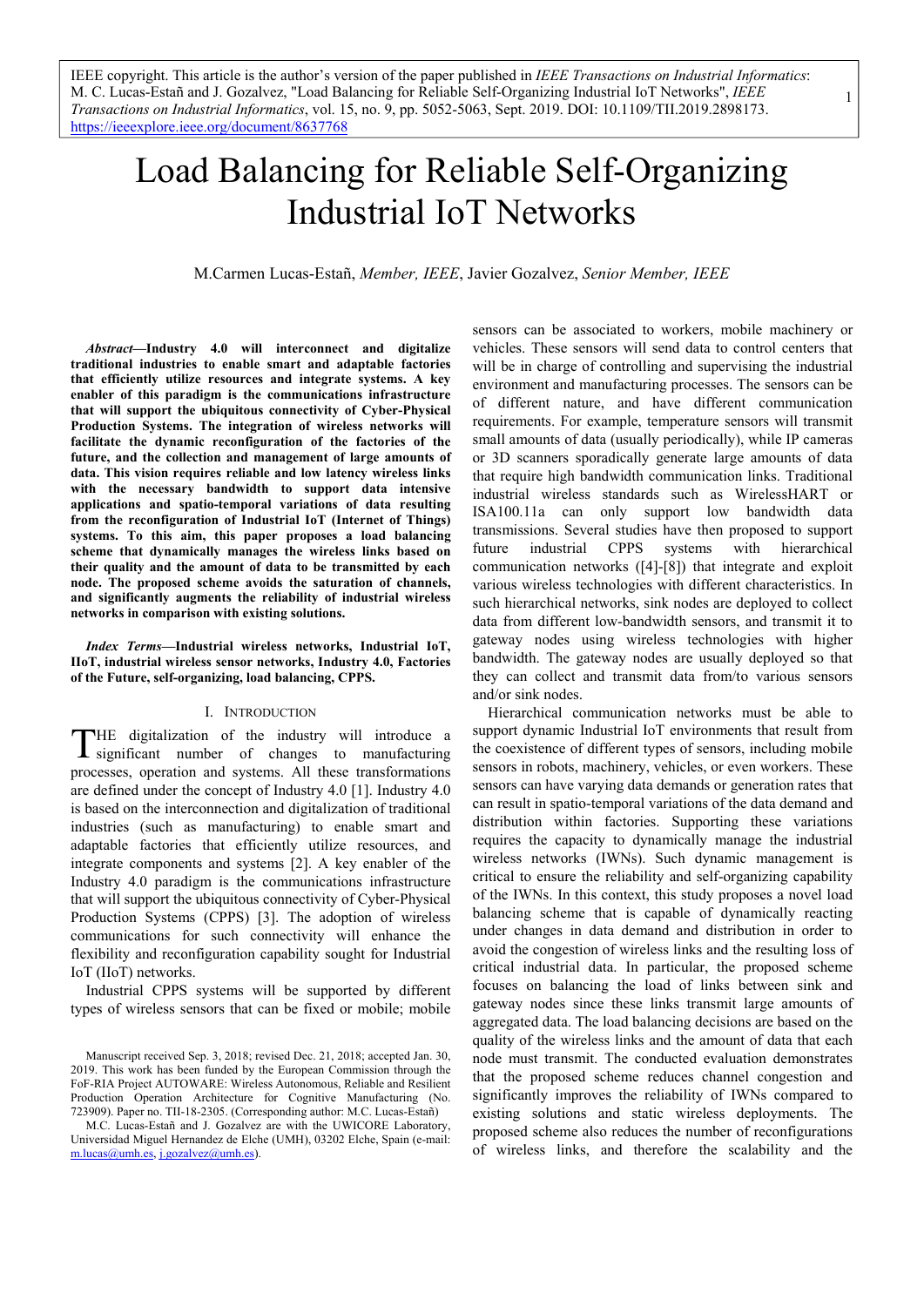IEEE copyright. This article is the author's version of the paper published in *IEEE Transactions on Industrial Informatics*: M. C. Lucas-Estañ and J. Gozalvez, "Load Balancing for Reliable Self-Organizing Industrial IoT Networks", *IEEE Transactions on Industrial Informatics*, vol. 15, no. 9, pp. 5052-5063, Sept. 2019. DOI: 10.1109/TII.2019.2898173. https://ieeexplore.ieee.org/document/8637768

# Load Balancing for Reliable Self-Organizing Industrial IoT Networks

M.Carmen Lucas-Estañ, *Member, IEEE*, Javier Gozalvez, *Senior Member, IEEE*

***Abstract*—Industry 4.0 will interconnect and digitalize traditional industries to enable smart and adaptable factories that efficiently utilize resources and integrate systems. A key enabler of this paradigm is the communications infrastructure that will support the ubiquitous connectivity of Cyber-Physical Production Systems. The integration of wireless networks will facilitate the dynamic reconfiguration of the factories of the future, and the collection and management of large amounts of data. This vision requires reliable and low latency wireless links with the necessary bandwidth to support data intensive applications and spatio-temporal variations of data resulting from the reconfiguration of Industrial IoT (Internet of Things) systems. To this aim, this paper proposes a load balancing scheme that dynamically manages the wireless links based on their quality and the amount of data to be transmitted by each node. The proposed scheme avoids the saturation of channels, and significantly augments the reliability of industrial wireless networks in comparison with existing solutions.**

***Index Terms*—Industrial wireless networks, Industrial IoT, IIoT, industrial wireless sensor networks, Industry 4.0, Factories of the Future, self-organizing, load balancing, CPPS.**

## I. Introduction

THE digitalization of the industry will introduce a significant number of changes to manufacturing processes, operation and systems. All these transformations are defined under the concept of Industry 4.0 [1]. Industry 4.0 is based on the interconnection and digitalization of traditional industries (such as manufacturing) to enable smart and adaptable factories that efficiently utilize resources, and integrate components and systems [2]. A key enabler of the Industry 4.0 paradigm is the communications infrastructure that will support the ubiquitous connectivity of Cyber-Physical Production Systems (CPPS) [3]. The adoption of wireless communications for such connectivity will enhance the flexibility and reconfiguration capability sought for Industrial IoT (IIoT) networks.

Industrial CPPS systems will be supported by different types of wireless sensors that can be fixed or mobile; mobile sensors can be associated to workers, mobile machinery or vehicles. These sensors will send data to control centers that will be in charge of controlling and supervising the industrial environment and manufacturing processes. The sensors can be of different nature, and have different communication requirements. For example, temperature sensors will transmit small amounts of data (usually periodically), while IP cameras or 3D scanners sporadically generate large amounts of data that require high bandwidth communication links. Traditional industrial wireless standards such as WirelessHART or ISA100.11a can only support low bandwidth data transmissions. Several studies have then proposed to support future industrial CPPS systems with hierarchical communication networks ([4]-[8]) that integrate and exploit various wireless technologies with different characteristics. In such hierarchical networks, sink nodes are deployed to collect data from different low-bandwidth sensors, and transmit it to gateway nodes using wireless technologies with higher bandwidth. The gateway nodes are usually deployed so that they can collect and transmit data from/to various sensors and/or sink nodes.

Hierarchical communication networks must be able to support dynamic Industrial IoT environments that result from the coexistence of different types of sensors, including mobile sensors in robots, machinery, vehicles, or even workers. These sensors can have varying data demands or generation rates that can result in spatio-temporal variations of the data demand and distribution within factories. Supporting these variations requires the capacity to dynamically manage the industrial wireless networks (IWNs). Such dynamic management is critical to ensure the reliability and self-organizing capability of the IWNs. In this context, this study proposes a novel load balancing scheme that is capable of dynamically reacting under changes in data demand and distribution in order to avoid the congestion of wireless links and the resulting loss of critical industrial data. In particular, the proposed scheme focuses on balancing the load of links between sink and gateway nodes since these links transmit large amounts of aggregated data. The load balancing decisions are based on the quality of the wireless links and the amount of data that each node must transmit. The conducted evaluation demonstrates that the proposed scheme reduces channel congestion and significantly improves the reliability of IWNs compared to existing solutions and static wireless deployments. The proposed scheme also reduces the number of reconfigurations of wireless links, and therefore the scalability and the

Manuscript received Sep. 3, 2018; revised Dec. 21, 2018; accepted Jan. 30, 2019. This work has been funded by the European Commission through the FoF-RIA Project AUTOWARE: Wireless Autonomous, Reliable and Resilient Production Operation Architecture for Cognitive Manufacturing (No. 723909). Paper no. TII-18-2305. (Corresponding author: M.C. Lucas-Estañ)

M.C. Lucas-Estañ and J. Gozalvez are with the UWICORE Laboratory, Universidad Miguel Hernandez de Elche (UMH), 03202 Elche, Spain (e-mail: m.lucas@umh.es, j.gozalvez@umh.es).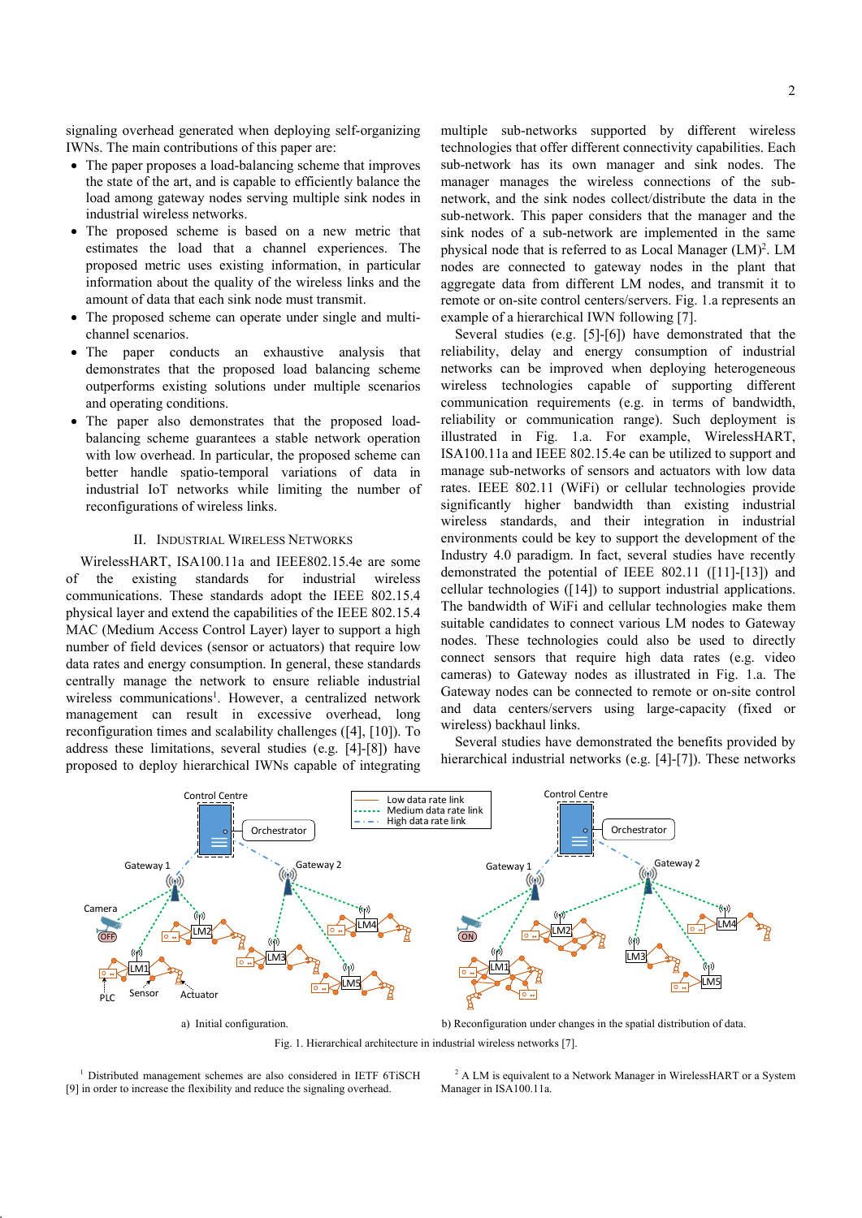signaling overhead generated when deploying self-organizing IWNs. The main contributions of this paper are:

- The paper proposes a load-balancing scheme that improves the state of the art, and is capable to efficiently balance the load among gateway nodes serving multiple sink nodes in industrial wireless networks.
- The proposed scheme is based on a new metric that estimates the load that a channel experiences. The proposed metric uses existing information, in particular information about the quality of the wireless links and the amount of data that each sink node must transmit.
- The proposed scheme can operate under single and multi-channel scenarios.
- The paper conducts an exhaustive analysis that demonstrates that the proposed load balancing scheme outperforms existing solutions under multiple scenarios and operating conditions.
- The paper also demonstrates that the proposed load-balancing scheme guarantees a stable network operation with low overhead. In particular, the proposed scheme can better handle spatio-temporal variations of data in industrial IoT networks while limiting the number of reconfigurations of wireless links.

## II. Industrial Wireless Networks

WirelessHART, ISA100.11a and IEEE802.15.4e are some of the existing standards for industrial wireless communications. These standards adopt the IEEE 802.15.4 physical layer and extend the capabilities of the IEEE 802.15.4 MAC (Medium Access Control Layer) layer to support a high number of field devices (sensor or actuators) that require low data rates and energy consumption. In general, these standards centrally manage the network to ensure reliable industrial wireless communications[1]. However, a centralized network management can result in excessive overhead, long reconfiguration times and scalability challenges ([4], [10]). To address these limitations, several studies (e.g. [4]-[8]) have proposed to deploy hierarchical IWNs capable of integrating multiple sub-networks supported by different wireless technologies that offer different connectivity capabilities. Each sub-network has its own manager and sink nodes. The manager manages the wireless connections of the sub-network, and the sink nodes collect/distribute the data in the sub-network. This paper considers that the manager and the sink nodes of a sub-network are implemented in the same physical node that is referred to as Local Manager (LM)[2]. LM nodes are connected to gateway nodes in the plant that aggregate data from different LM nodes, and transmit it to remote or on-site control centers/servers. Fig. 1.a represents an example of a hierarchical IWN following [7].

Several studies (e.g. [5]-[6]) have demonstrated that the reliability, delay and energy consumption of industrial networks can be improved when deploying heterogeneous wireless technologies capable of supporting different communication requirements (e.g. in terms of bandwidth, reliability or communication range). Such deployment is illustrated in Fig. 1.a. For example, WirelessHART, ISA100.11a and IEEE 802.15.4e can be utilized to support and manage sub-networks of sensors and actuators with low data rates. IEEE 802.11 (WiFi) or cellular technologies provide significantly higher bandwidth than existing industrial wireless standards, and their integration in industrial environments could be key to support the development of the Industry 4.0 paradigm. In fact, several studies have recently demonstrated the potential of IEEE 802.11 ([11]-[13]) and cellular technologies ([14]) to support industrial applications. The bandwidth of WiFi and cellular technologies make them suitable candidates to connect various LM nodes to Gateway nodes. These technologies could also be used to directly connect sensors that require high data rates (e.g. video cameras) to Gateway nodes as illustrated in Fig. 1.a. The Gateway nodes can be connected to remote or on-site control and data centers/servers using large-capacity (fixed or wireless) backhaul links.

Several studies have demonstrated the benefits provided by hierarchical industrial networks (e.g. [4]-[7]). These networks

Control Centre
Orchestrator
Low data rate link
Medium data rate link
High data rate link
Gateway 1
Gateway 2
Camera
OFF
LM1
LM2
LM3
LM4
LM5
PLC
Sensor
Actuator
ON

a) Initial configuration.

b) Reconfiguration under changes in the spatial distribution of data.

Fig. 1. Hierarchical architecture in industrial wireless networks [7].

[1] Distributed management schemes are also considered in IETF 6TiSCH [9] in order to increase the flexibility and reduce the signaling overhead.

[2] A LM is equivalent to a Network Manager in WirelessHART or a System Manager in ISA100.11a.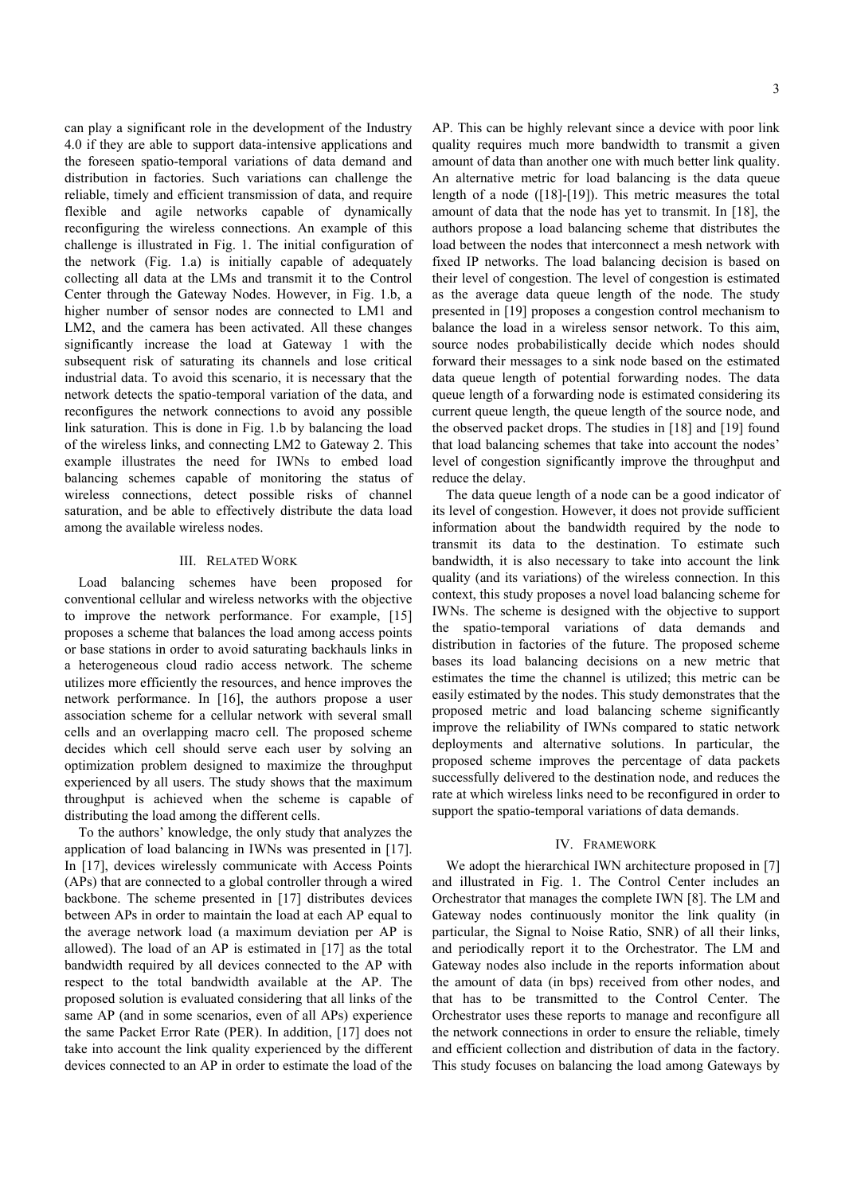can play a significant role in the development of the Industry 4.0 if they are able to support data-intensive applications and the foreseen spatio-temporal variations of data demand and distribution in factories. Such variations can challenge the reliable, timely and efficient transmission of data, and require flexible and agile networks capable of dynamically reconfiguring the wireless connections. An example of this challenge is illustrated in Fig. 1. The initial configuration of the network (Fig. 1.a) is initially capable of adequately collecting all data at the LMs and transmit it to the Control Center through the Gateway Nodes. However, in Fig. 1.b, a higher number of sensor nodes are connected to LM1 and LM2, and the camera has been activated. All these changes significantly increase the load at Gateway 1 with the subsequent risk of saturating its channels and lose critical industrial data. To avoid this scenario, it is necessary that the network detects the spatio-temporal variation of the data, and reconfigures the network connections to avoid any possible link saturation. This is done in Fig. 1.b by balancing the load of the wireless links, and connecting LM2 to Gateway 2. This example illustrates the need for IWNs to embed load balancing schemes capable of monitoring the status of wireless connections, detect possible risks of channel saturation, and be able to effectively distribute the data load among the available wireless nodes.

## III. Related Work

Load balancing schemes have been proposed for conventional cellular and wireless networks with the objective to improve the network performance. For example, [15] proposes a scheme that balances the load among access points or base stations in order to avoid saturating backhauls links in a heterogeneous cloud radio access network. The scheme utilizes more efficiently the resources, and hence improves the network performance. In [16], the authors propose a user association scheme for a cellular network with several small cells and an overlapping macro cell. The proposed scheme decides which cell should serve each user by solving an optimization problem designed to maximize the throughput experienced by all users. The study shows that the maximum throughput is achieved when the scheme is capable of distributing the load among the different cells.

To the authors' knowledge, the only study that analyzes the application of load balancing in IWNs was presented in [17]. In [17], devices wirelessly communicate with Access Points (APs) that are connected to a global controller through a wired backbone. The scheme presented in [17] distributes devices between APs in order to maintain the load at each AP equal to the average network load (a maximum deviation per AP is allowed). The load of an AP is estimated in [17] as the total bandwidth required by all devices connected to the AP with respect to the total bandwidth available at the AP. The proposed solution is evaluated considering that all links of the same AP (and in some scenarios, even of all APs) experience the same Packet Error Rate (PER). In addition, [17] does not take into account the link quality experienced by the different devices connected to an AP in order to estimate the load of the AP. This can be highly relevant since a device with poor link quality requires much more bandwidth to transmit a given amount of data than another one with much better link quality. An alternative metric for load balancing is the data queue length of a node ([18]-[19]). This metric measures the total amount of data that the node has yet to transmit. In [18], the authors propose a load balancing scheme that distributes the load between the nodes that interconnect a mesh network with fixed IP networks. The load balancing decision is based on their level of congestion. The level of congestion is estimated as the average data queue length of the node. The study presented in [19] proposes a congestion control mechanism to balance the load in a wireless sensor network. To this aim, source nodes probabilistically decide which nodes should forward their messages to a sink node based on the estimated data queue length of potential forwarding nodes. The data queue length of a forwarding node is estimated considering its current queue length, the queue length of the source node, and the observed packet drops. The studies in [18] and [19] found that load balancing schemes that take into account the nodes' level of congestion significantly improve the throughput and reduce the delay.

The data queue length of a node can be a good indicator of its level of congestion. However, it does not provide sufficient information about the bandwidth required by the node to transmit its data to the destination. To estimate such bandwidth, it is also necessary to take into account the link quality (and its variations) of the wireless connection. In this context, this study proposes a novel load balancing scheme for IWNs. The scheme is designed with the objective to support the spatio-temporal variations of data demands and distribution in factories of the future. The proposed scheme bases its load balancing decisions on a new metric that estimates the time the channel is utilized; this metric can be easily estimated by the nodes. This study demonstrates that the proposed metric and load balancing scheme significantly improve the reliability of IWNs compared to static network deployments and alternative solutions. In particular, the proposed scheme improves the percentage of data packets successfully delivered to the destination node, and reduces the rate at which wireless links need to be reconfigured in order to support the spatio-temporal variations of data demands.

## IV. Framework

We adopt the hierarchical IWN architecture proposed in [7] and illustrated in Fig. 1. The Control Center includes an Orchestrator that manages the complete IWN [8]. The LM and Gateway nodes continuously monitor the link quality (in particular, the Signal to Noise Ratio, SNR) of all their links, and periodically report it to the Orchestrator. The LM and Gateway nodes also include in the reports information about the amount of data (in bps) received from other nodes, and that has to be transmitted to the Control Center. The Orchestrator uses these reports to manage and reconfigure all the network connections in order to ensure the reliable, timely and efficient collection and distribution of data in the factory. This study focuses on balancing the load among Gateways by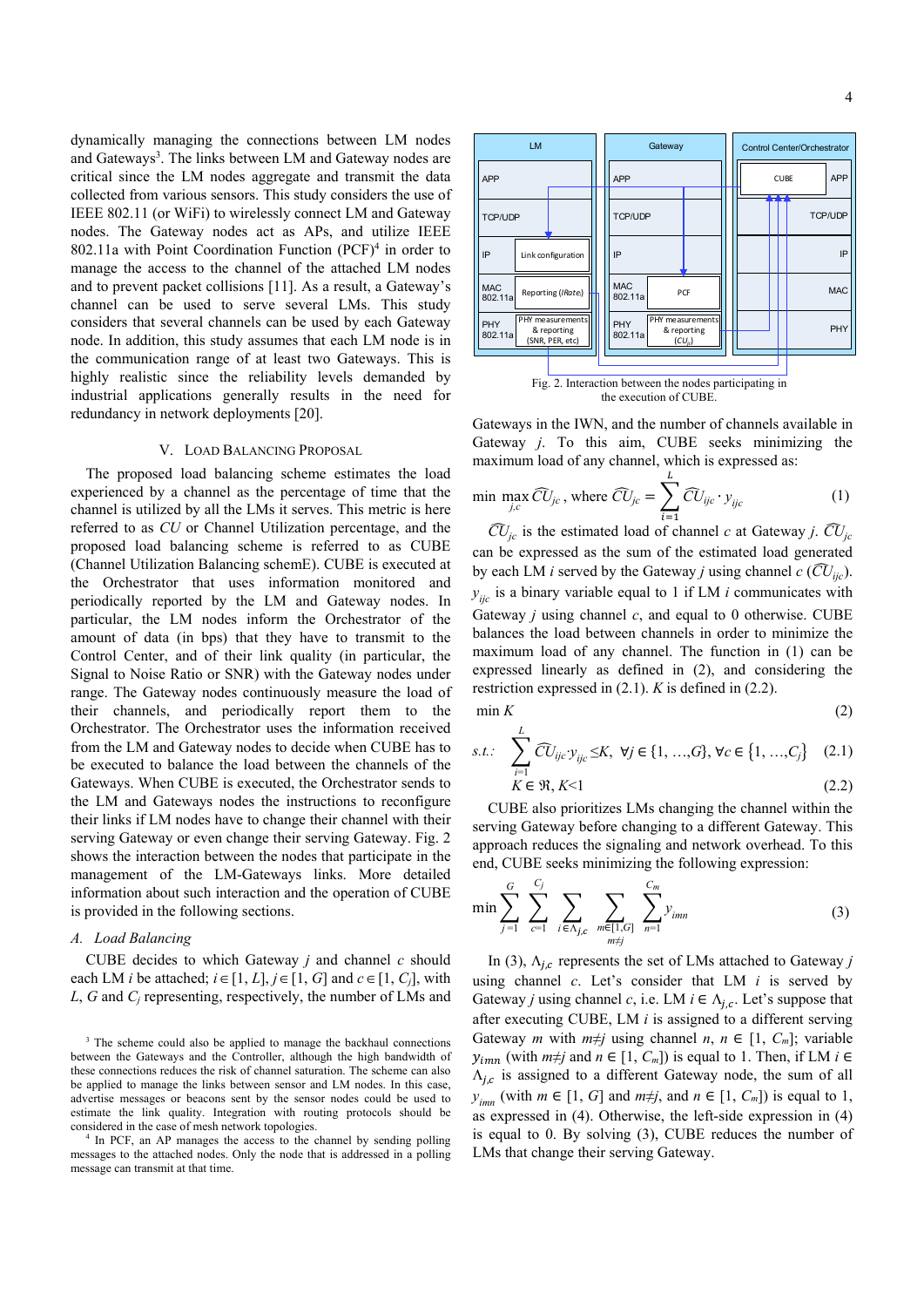dynamically managing the connections between LM nodes and Gateways[3]. The links between LM and Gateway nodes are critical since the LM nodes aggregate and transmit the data collected from various sensors. This study considers the use of IEEE 802.11 (or WiFi) to wirelessly connect LM and Gateway nodes. The Gateway nodes act as APs, and utilize IEEE 802.11a with Point Coordination Function (PCF)[4] in order to manage the access to the channel of the attached LM nodes and to prevent packet collisions [11]. As a result, a Gateway's channel can be used to serve several LMs. This study considers that several channels can be used by each Gateway node. In addition, this study assumes that each LM node is in the communication range of at least two Gateways. This is highly realistic since the reliability levels demanded by industrial applications generally results in the need for redundancy in network deployments [20].

## V. Load Balancing Proposal

The proposed load balancing scheme estimates the load experienced by a channel as the percentage of time that the channel is utilized by all the LMs it serves. This metric is here referred to as *CU* or Channel Utilization percentage, and the proposed load balancing scheme is referred to as CUBE (Channel Utilization Balancing schemE). CUBE is executed at the Orchestrator that uses information monitored and periodically reported by the LM and Gateway nodes. In particular, the LM nodes inform the Orchestrator of the amount of data (in bps) that they have to transmit to the Control Center, and of their link quality (in particular, the Signal to Noise Ratio or SNR) with the Gateway nodes under range. The Gateway nodes continuously measure the load of their channels, and periodically report them to the Orchestrator. The Orchestrator uses the information received from the LM and Gateway nodes to decide when CUBE has to be executed to balance the load between the channels of the Gateways. When CUBE is executed, the Orchestrator sends to the LM and Gateways nodes the instructions to reconfigure their links if LM nodes have to change their channel with their serving Gateway or even change their serving Gateway. Fig. 2 shows the interaction between the nodes that participate in the management of the LM-Gateways links. More detailed information about such interaction and the operation of CUBE is provided in the following sections.

### A. Load Balancing

CUBE decides to which Gateway $j$ and channel $c$ should each LM $i$ be attached; $i \in [1, L]$, $j \in [1, G]$ and $c \in [1, C_j]$, with $L$, $G$ and $C_j$ representing, respectively, the number of LMs and

[3] The scheme could also be applied to manage the backhaul connections between the Gateways and the Controller, although the high bandwidth of these connections reduces the risk of channel saturation. The scheme can also be applied to manage the links between sensor and LM nodes. In this case, advertise messages or beacons sent by the sensor nodes could be used to estimate the link quality. Integration with routing protocols should be considered in the case of mesh network topologies.

[4] In PCF, an AP manages the access to the channel by sending polling messages to the attached nodes. Only the node that is addressed in a polling message can transmit at that time.

LM
APP
TCP/UDP
IP
Link configuration
MAC 802.11a
Reporting (*lRate*)
PHY 802.11a
PHY measurements & reporting (SNR, PER, etc)
Gateway
APP
TCP/UDP
IP
MAC 802.11a
PCF
PHY 802.11a
PHY measurements & reporting ($CU_c$)
Control Center/Orchestrator
CUBE
APP
TCP/UDP
IP
MAC
PHY

Fig. 2. Interaction between the nodes participating in the execution of CUBE.

Gateways in the IWN, and the number of channels available in Gateway $j$. To this aim, CUBE seeks minimizing the maximum load of any channel, which is expressed as:

$$\min \max_{j,c} \widehat{CU}_{jc}\text{, where } \widehat{CU}_{jc} = \sum_{i=1}^{L} \widehat{CU}_{ijc} \cdot y_{ijc} \tag{1}$$

$\widehat{CU}_{jc}$ is the estimated load of channel $c$ at Gateway $j$. $\widehat{CU}_{jc}$ can be expressed as the sum of the estimated load generated by each LM $i$ served by the Gateway $j$ using channel $c$ ($\widehat{CU}_{ijc}$). $y_{ijc}$ is a binary variable equal to 1 if LM $i$ communicates with Gateway $j$ using channel $c$, and equal to 0 otherwise. CUBE balances the load between channels in order to minimize the maximum load of any channel. The function in (1) can be expressed linearly as defined in (2), and considering the restriction expressed in (2.1). $K$ is defined in (2.2).

$$\min K \tag{2}$$

$$s.t.: \sum_{i=1}^{L} \widehat{CU}_{ijc} \cdot y_{ijc} \leq K,\ \forall j \in \{1, \ldots, G\}, \forall c \in \{1, \ldots, C_j\} \tag{2.1}$$

$$K \in \Re,\ K<1 \tag{2.2}$$

CUBE also prioritizes LMs changing the channel within the serving Gateway before changing to a different Gateway. This approach reduces the signaling and network overhead. To this end, CUBE seeks minimizing the following expression:

$$\min \sum_{j=1}^{G} \sum_{c=1}^{C_j} \sum_{i \in \Lambda_{j,c}} \sum_{\substack{m \in [1,G] \\ m \neq j}} \sum_{n=1}^{C_m} y_{imn} \tag{3}$$

In (3), $\Lambda_{j,c}$ represents the set of LMs attached to Gateway $j$ using channel $c$. Let's consider that LM $i$ is served by Gateway $j$ using channel $c$, i.e. LM $i \in \Lambda_{j,c}$. Let's suppose that after executing CUBE, LM $i$ is assigned to a different serving Gateway $m$ with $m \neq j$ using channel $n$, $n \in [1, C_m]$; variable $y_{imn}$ (with $m \neq j$ and $n \in [1, C_m]$) is equal to 1. Then, if LM $i \in \Lambda_{j,c}$ is assigned to a different Gateway node, the sum of all $y_{imn}$ (with $m \in [1, G]$ and $m \neq j$, and $n \in [1, C_m]$) is equal to 1, as expressed in (4). Otherwise, the left-side expression in (4) is equal to 0. By solving (3), CUBE reduces the number of LMs that change their serving Gateway.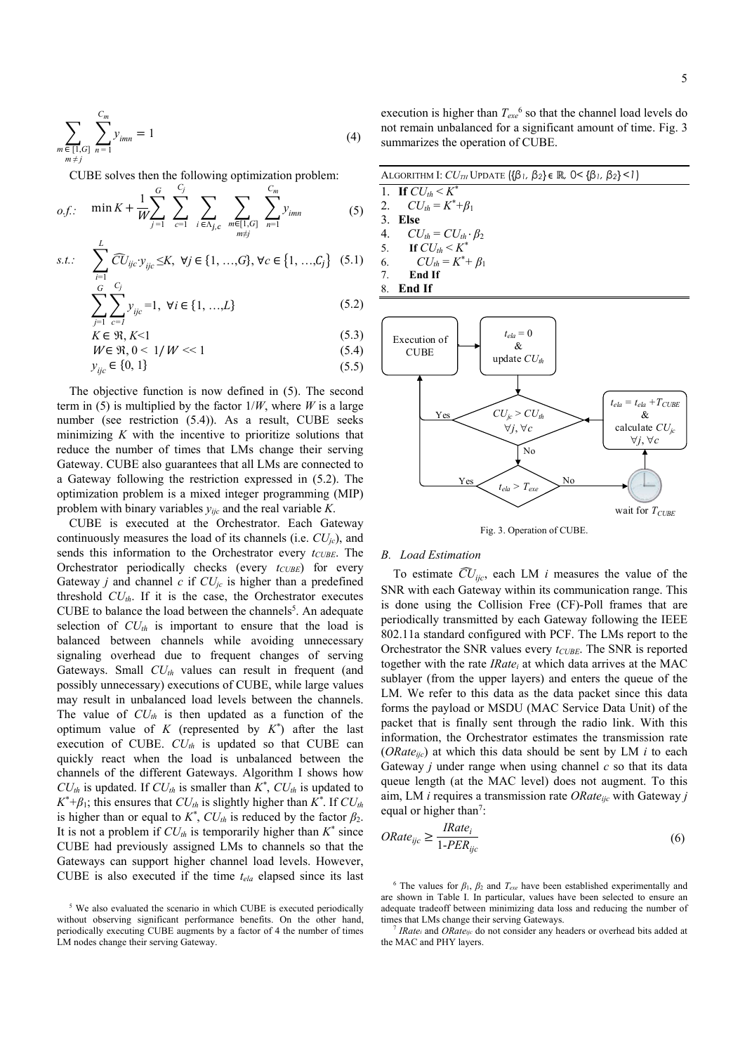$$\sum_{\substack{m \in [1,G] \\ m \neq j}} \sum_{n=1}^{C_m} y_{imn} = 1 \tag{4}$$

CUBE solves then the following optimization problem:

$$o.f.: \quad \min K + \frac{1}{W} \sum_{j=1}^{G} \sum_{c=1}^{C_j} \sum_{i \in \Lambda_{j,c}} \sum_{\substack{m \in [1,G] \\ m \neq j}} \sum_{n=1}^{C_m} y_{imn} \tag{5}$$

$$s.t.: \quad \sum_{i=1}^{L} \widehat{CU}_{ijc} \cdot y_{ijc} \leq K, \ \forall j \in \{1, \ldots, G\}, \forall c \in \{1, \ldots, C_j\} \tag{5.1}$$

$$\sum_{j=1}^{G} \sum_{c=1}^{C_j} y_{ijc} = 1, \ \forall i \in \{1, \ldots, L\} \tag{5.2}$$

$$K \in \Re, K < 1 \tag{5.3}$$

$$W \in \Re, 0 < 1/W << 1 \tag{5.4}$$

$$y_{ijc} \in \{0, 1\} \tag{5.5}$$

The objective function is now defined in (5). The second term in (5) is multiplied by the factor $1/W$, where $W$ is a large number (see restriction (5.4)). As a result, CUBE seeks minimizing $K$ with the incentive to prioritize solutions that reduce the number of times that LMs change their serving Gateway. CUBE also guarantees that all LMs are connected to a Gateway following the restriction expressed in (5.2). The optimization problem is a mixed integer programming (MIP) problem with binary variables $y_{ijc}$ and the real variable $K$.

CUBE is executed at the Orchestrator. Each Gateway continuously measures the load of its channels (i.e. $CU_{jc}$), and sends this information to the Orchestrator every $t_{CUBE}$. The Orchestrator periodically checks (every $t_{CUBE}$) for every Gateway $j$ and channel $c$ if $CU_{jc}$ is higher than a predefined threshold $CU_{th}$. If it is the case, the Orchestrator executes CUBE to balance the load between the channels[5]. An adequate selection of $CU_{th}$ is important to ensure that the load is balanced between channels while avoiding unnecessary signaling overhead due to frequent changes of serving Gateways. Small $CU_{th}$ values can result in frequent (and possibly unnecessary) executions of CUBE, while large values may result in unbalanced load levels between the channels. The value of $CU_{th}$ is then updated as a function of the optimum value of $K$ (represented by $K^*$) after the last execution of CUBE. $CU_{th}$ is updated so that CUBE can quickly react when the load is unbalanced between the channels of the different Gateways. Algorithm I shows how $CU_{th}$ is updated. If $CU_{th}$ is smaller than $K^*$, $CU_{th}$ is updated to $K^*+\beta_1$; this ensures that $CU_{th}$ is slightly higher than $K^*$. If $CU_{th}$ is higher than or equal to $K^*$, $CU_{th}$ is reduced by the factor $\beta_2$. It is not a problem if $CU_{th}$ is temporarily higher than $K^*$ since CUBE had previously assigned LMs to channels so that the Gateways can support higher channel load levels. However, CUBE is also executed if the time $t_{ela}$ elapsed since its last execution is higher than $T_{exe}$[6] so that the channel load levels do not remain unbalanced for a significant amount of time. Fig. 3 summarizes the operation of CUBE.

ALGORITHM I: $CU_{TH}$ UPDATE ($\{\beta_1, \beta_2\} \in \mathbb{R}$, $0 < \{\beta_1, \beta_2\} < 1$)

```
1. If CU_th < K*
2.    CU_th = K* + β1
3. Else
4.    CU_th = CU_th · β2
5.    If CU_th < K*
6.       CU_th = K* + β1
7.    End If
8. End If
```

Fig. 3. Operation of CUBE.

## B. Load Estimation

To estimate $\widehat{CU}_{ijc}$, each LM $i$ measures the value of the SNR with each Gateway within its communication range. This is done using the Collision Free (CF)-Poll frames that are periodically transmitted by each Gateway following the IEEE 802.11a standard configured with PCF. The LMs report to the Orchestrator the SNR values every $t_{CUBE}$. The SNR is reported together with the rate $IRate_i$ at which data arrives at the MAC sublayer (from the upper layers) and enters the queue of the LM. We refer to this data as the data packet since this data forms the payload or MSDU (MAC Service Data Unit) of the packet that is finally sent through the radio link. With this information, the Orchestrator estimates the transmission rate ($ORate_{ijc}$) at which this data should be sent by LM $i$ to each Gateway $j$ under range when using channel $c$ so that its data queue length (at the MAC level) does not augment. To this aim, LM $i$ requires a transmission rate $ORate_{ijc}$ with Gateway $j$ equal or higher than[7]:

$$ORate_{ijc} \geq \frac{IRate_i}{1\text{-}PER_{ijc}} \tag{6}$$

---

[5] We also evaluated the scenario in which CUBE is executed periodically without observing significant performance benefits. On the other hand, periodically executing CUBE augments by a factor of 4 the number of times LM nodes change their serving Gateway.

[6] The values for $\beta_1$, $\beta_2$ and $T_{exe}$ have been established experimentally and are shown in Table I. In particular, values have been selected to ensure an adequate tradeoff between minimizing data loss and reducing the number of times that LMs change their serving Gateways.

[7] $IRate_i$ and $ORate_{ijc}$ do not consider any headers or overhead bits added at the MAC and PHY layers.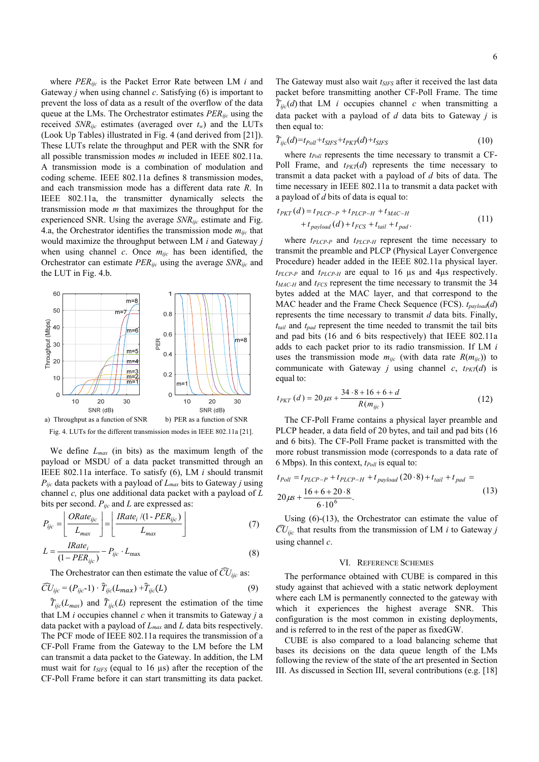where $PER_{ijc}$ is the Packet Error Rate between LM $i$ and Gateway $j$ when using channel $c$. Satisfying (6) is important to prevent the loss of data as a result of the overflow of the data queue at the LMs. The Orchestrator estimates $PER_{ijc}$ using the received $SNR_{ijc}$ estimates (averaged over $t_w$) and the LUTs (Look Up Tables) illustrated in Fig. 4 (and derived from [21]). These LUTs relate the throughput and PER with the SNR for all possible transmission modes $m$ included in IEEE 802.11a. A transmission mode is a combination of modulation and coding scheme. IEEE 802.11a defines 8 transmission modes, and each transmission mode has a different data rate $R$. In IEEE 802.11a, the transmitter dynamically selects the transmission mode $m$ that maximizes the throughput for the experienced SNR. Using the average $SNR_{ijc}$ estimate and Fig. 4.a, the Orchestrator identifies the transmission mode $m_{ijc}$ that would maximize the throughput between LM $i$ and Gateway $j$ when using channel $c$. Once $m_{ijc}$ has been identified, the Orchestrator can estimate $PER_{ijc}$ using the average $SNR_{ijc}$ and the LUT in Fig. 4.b.

Throughput (Mbps)
60
50
40
30
20
10
0
10 20 30
SNR (dB)
m=8
m=7
m=6
m=5
m=4
m=3
m=2
m=1

a) Throughput as a function of SNR

PER
1
0.8
0.6
0.4
0.2
0
10 20 30
SNR (dB)
m=1
m=8

b) PER as a function of SNR

Fig. 4. LUTs for the different transmission modes in IEEE 802.11a [21].

We define $L_{max}$ (in bits) as the maximum length of the payload or MSDU of a data packet transmitted through an IEEE 802.11a interface. To satisfy (6), LM $i$ should transmit $P_{ijc}$ data packets with a payload of $L_{max}$ bits to Gateway $j$ using channel $c$, plus one additional data packet with a payload of $L$ bits per second. $P_{ijc}$ and $L$ are expressed as:

$$P_{ijc} = \left\lfloor \frac{ORate_{ijc}}{L_{max}} \right\rfloor = \left\lfloor \frac{IRate_i / (1 - PER_{ijc})}{L_{max}} \right\rfloor \tag{7}$$

$$L = \frac{IRate_i}{(1 - PER_{ijc})} - P_{ijc} \cdot L_{\max} \tag{8}$$

The Orchestrator can then estimate the value of $\widehat{CU}_{ijc}$ as:

$$\widehat{CU}_{ijc} = (P_{ijc}\text{-}1) \cdot \hat{T}_{ijc}(L_{max}) + \hat{T}_{ijc}(L) \tag{9}$$

$\hat{T}_{ijc}(L_{max})$ and $\hat{T}_{ijc}(L)$ represent the estimation of the time that LM $i$ occupies channel $c$ when it transmits to Gateway $j$ a data packet with a payload of $L_{max}$ and $L$ data bits respectively. The PCF mode of IEEE 802.11a requires the transmission of a CF-Poll Frame from the Gateway to the LM before the LM can transmit a data packet to the Gateway. In addition, the LM must wait for $t_{SIFS}$ (equal to 16 µs) after the reception of the CF-Poll Frame before it can start transmitting its data packet. The Gateway must also wait $t_{SIFS}$ after it received the last data packet before transmitting another CF-Poll Frame. The time $\hat{T}_{ijc}(d)$ that LM $i$ occupies channel $c$ when transmitting a data packet with a payload of $d$ data bits to Gateway $j$ is then equal to:

$$\hat{T}_{ijc}(d) = t_{Poll} + t_{SIFS} + t_{PKT}(d) + t_{SIFS} \tag{10}$$

where $t_{Poll}$ represents the time necessary to transmit a CF-Poll Frame, and $t_{PKT}(d)$ represents the time necessary to transmit a data packet with a payload of $d$ bits of data. The time necessary in IEEE 802.11a to transmit a data packet with a payload of $d$ bits of data is equal to:

$$\begin{aligned} t_{PKT}(d) = & \, t_{PLCP-P} + t_{PLCP-H} + t_{MAC-H} \\ & + t_{payload}(d) + t_{FCS} + t_{tail} + t_{pad}. \end{aligned} \tag{11}$$

where $t_{PLCP-P}$ and $t_{PLCP-H}$ represent the time necessary to transmit the preamble and PLCP (Physical Layer Convergence Procedure) header added in the IEEE 802.11a physical layer. $t_{PLCP-P}$ and $t_{PLCP-H}$ are equal to 16 µs and 4µs respectively. $t_{MAC-H}$ and $t_{FCS}$ represent the time necessary to transmit the 34 bytes added at the MAC layer, and that correspond to the MAC header and the Frame Check Sequence (FCS). $t_{payload}(d)$ represents the time necessary to transmit $d$ data bits. Finally, $t_{tail}$ and $t_{pad}$ represent the time needed to transmit the tail bits and pad bits (16 and 6 bits respectively) that IEEE 802.11a adds to each packet prior to its radio transmission. If LM $i$ uses the transmission mode $m_{ijc}$ (with data rate $R(m_{ijc})$) to communicate with Gateway $j$ using channel $c$, $t_{PKT}(d)$ is equal to:

$$t_{PKT}(d) = 20\,\mu s + \frac{34 \cdot 8 + 16 + 6 + d}{R(m_{ijc})} \tag{12}$$

The CF-Poll Frame contains a physical layer preamble and PLCP header, a data field of 20 bytes, and tail and pad bits (16 and 6 bits). The CF-Poll Frame packet is transmitted with the more robust transmission mode (corresponds to a data rate of 6 Mbps). In this context, $t_{Poll}$ is equal to:

$$\begin{aligned} t_{Poll} = & \, t_{PLCP-P} + t_{PLCP-H} + t_{payload}(20 \cdot 8) + t_{tail} + t_{pad} = \\ & 20\,\mu s + \frac{16 + 6 + 20 \cdot 8}{6 \cdot 10^6}. \end{aligned} \tag{13}$$

Using (6)-(13), the Orchestrator can estimate the value of $\widehat{CU}_{ijc}$ that results from the transmission of LM $i$ to Gateway $j$ using channel $c$.

## VI. Reference Schemes

The performance obtained with CUBE is compared in this study against that achieved with a static network deployment where each LM is permanently connected to the gateway with which it experiences the highest average SNR. This configuration is the most common in existing deployments, and is referred to in the rest of the paper as fixedGW.

CUBE is also compared to a load balancing scheme that bases its decisions on the data queue length of the LMs following the review of the state of the art presented in Section III. As discussed in Section III, several contributions (e.g. [18]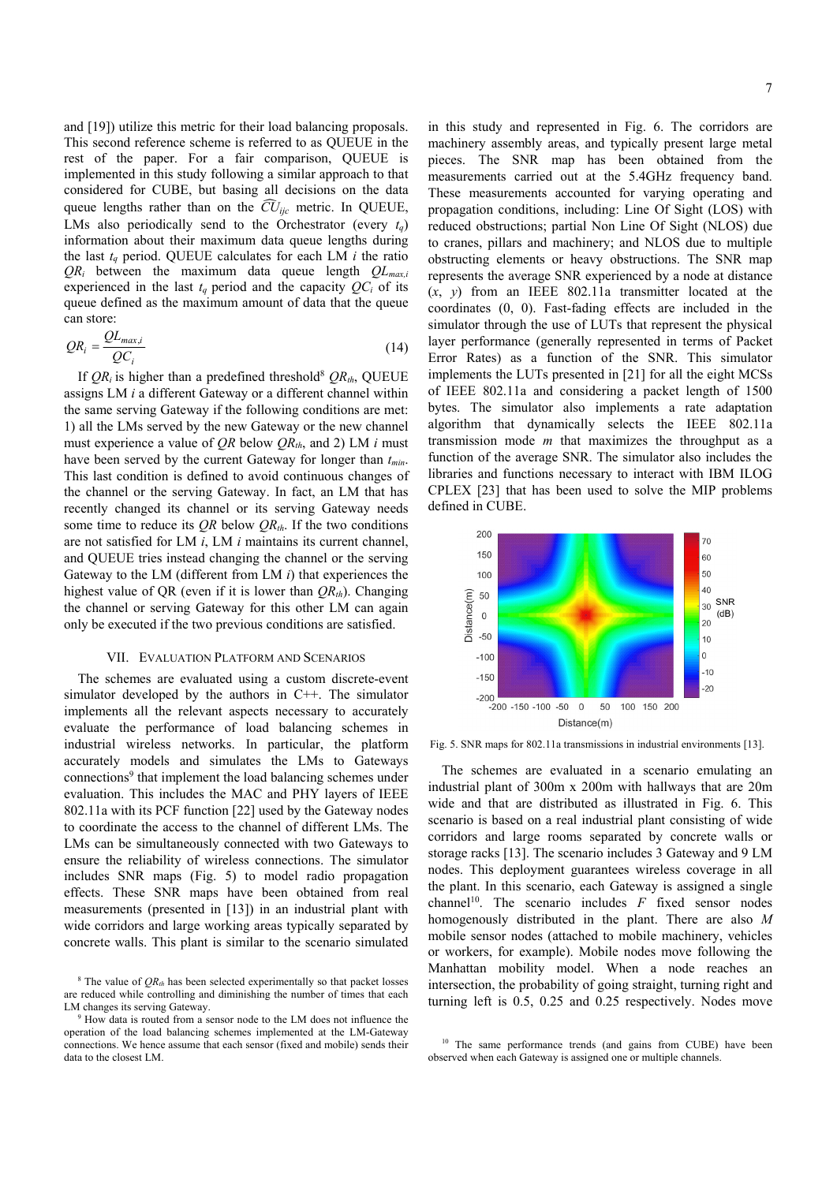and [19]) utilize this metric for their load balancing proposals. This second reference scheme is referred to as QUEUE in the rest of the paper. For a fair comparison, QUEUE is implemented in this study following a similar approach to that considered for CUBE, but basing all decisions on the data queue lengths rather than on the $\widehat{CU}_{ijc}$ metric. In QUEUE, LMs also periodically send to the Orchestrator (every $t_q$) information about their maximum data queue lengths during the last $t_q$ period. QUEUE calculates for each LM $i$ the ratio $QR_i$ between the maximum data queue length $QL_{max,i}$ experienced in the last $t_q$ period and the capacity $QC_i$ of its queue defined as the maximum amount of data that the queue can store:

$$QR_i = \frac{QL_{max,i}}{QC_i} \tag{14}$$

If $QR_i$ is higher than a predefined threshold[8] $QR_{th}$, QUEUE assigns LM $i$ a different Gateway or a different channel within the same serving Gateway if the following conditions are met: 1) all the LMs served by the new Gateway or the new channel must experience a value of $QR$ below $QR_{th}$, and 2) LM $i$ must have been served by the current Gateway for longer than $t_{min}$. This last condition is defined to avoid continuous changes of the channel or the serving Gateway. In fact, an LM that has recently changed its channel or its serving Gateway needs some time to reduce its $QR$ below $QR_{th}$. If the two conditions are not satisfied for LM $i$, LM $i$ maintains its current channel, and QUEUE tries instead changing the channel or the serving Gateway to the LM (different from LM $i$) that experiences the highest value of QR (even if it is lower than $QR_{th}$). Changing the channel or serving Gateway for this other LM can again only be executed if the two previous conditions are satisfied.

## VII. Evaluation Platform and Scenarios

The schemes are evaluated using a custom discrete-event simulator developed by the authors in C++. The simulator implements all the relevant aspects necessary to accurately evaluate the performance of load balancing schemes in industrial wireless networks. In particular, the platform accurately models and simulates the LMs to Gateways connections[9] that implement the load balancing schemes under evaluation. This includes the MAC and PHY layers of IEEE 802.11a with its PCF function [22] used by the Gateway nodes to coordinate the access to the channel of different LMs. The LMs can be simultaneously connected with two Gateways to ensure the reliability of wireless connections. The simulator includes SNR maps (Fig. 5) to model radio propagation effects. These SNR maps have been obtained from real measurements (presented in [13]) in an industrial plant with wide corridors and large working areas typically separated by concrete walls. This plant is similar to the scenario simulated in this study and represented in Fig. 6. The corridors are machinery assembly areas, and typically present large metal pieces. The SNR map has been obtained from the measurements carried out at the 5.4GHz frequency band. These measurements accounted for varying operating and propagation conditions, including: Line Of Sight (LOS) with reduced obstructions; partial Non Line Of Sight (NLOS) due to cranes, pillars and machinery; and NLOS due to multiple obstructing elements or heavy obstructions. The SNR map represents the average SNR experienced by a node at distance ($x$, $y$) from an IEEE 802.11a transmitter located at the coordinates (0, 0). Fast-fading effects are included in the simulator through the use of LUTs that represent the physical layer performance (generally represented in terms of Packet Error Rates) as a function of the SNR. This simulator implements the LUTs presented in [21] for all the eight MCSs of IEEE 802.11a and considering a packet length of 1500 bytes. The simulator also implements a rate adaptation algorithm that dynamically selects the IEEE 802.11a transmission mode $m$ that maximizes the throughput as a function of the average SNR. The simulator also includes the libraries and functions necessary to interact with IBM ILOG CPLEX [23] that has been used to solve the MIP problems defined in CUBE.

200
150
100
50
0
-50
-100
-150
-200
Distance(m)
-200 -150 -100 -50 0 50 100 150 200
Distance(m)
70
60
50
40
30
20
10
0
-10
-20
SNR (dB)

Fig. 5. SNR maps for 802.11a transmissions in industrial environments [13].

The schemes are evaluated in a scenario emulating an industrial plant of 300m x 200m with hallways that are 20m wide and that are distributed as illustrated in Fig. 6. This scenario is based on a real industrial plant consisting of wide corridors and large rooms separated by concrete walls or storage racks [13]. The scenario includes 3 Gateway and 9 LM nodes. This deployment guarantees wireless coverage in all the plant. In this scenario, each Gateway is assigned a single channel[10]. The scenario includes $F$ fixed sensor nodes homogenously distributed in the plant. There are also $M$ mobile sensor nodes (attached to mobile machinery, vehicles or workers, for example). Mobile nodes move following the Manhattan mobility model. When a node reaches an intersection, the probability of going straight, turning right and turning left is 0.5, 0.25 and 0.25 respectively. Nodes move

---

[8] The value of $QR_{th}$ has been selected experimentally so that packet losses are reduced while controlling and diminishing the number of times that each LM changes its serving Gateway.

[9] How data is routed from a sensor node to the LM does not influence the operation of the load balancing schemes implemented at the LM-Gateway connections. We hence assume that each sensor (fixed and mobile) sends their data to the closest LM.

[10] The same performance trends (and gains from CUBE) have been observed when each Gateway is assigned one or multiple channels.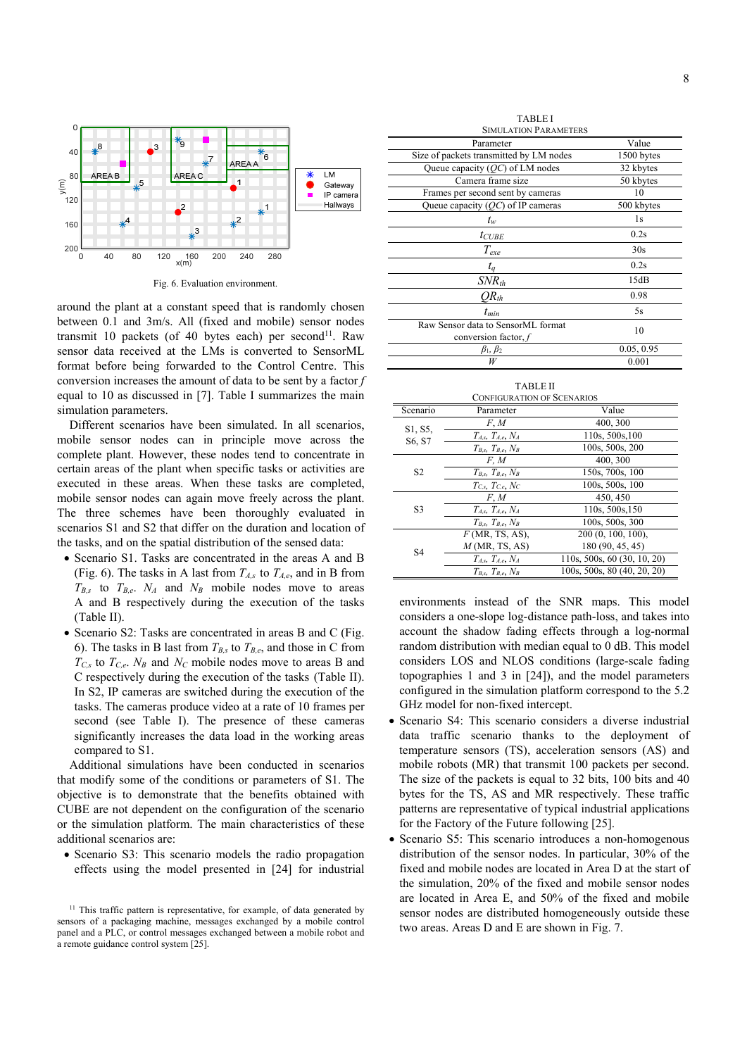0
40
80
120
160
200
y(m)
0 40 80 120 160 200 240 280
x(m)
AREA B
AREA C
AREA A
8 3 9 7 6 5 1 2 4 3 2 1
LM
Gateway
IP camera
Hallways

Fig. 6. Evaluation environment.

around the plant at a constant speed that is randomly chosen between 0.1 and 3m/s. All (fixed and mobile) sensor nodes transmit 10 packets (of 40 bytes each) per second[11]. Raw sensor data received at the LMs is converted to SensorML format before being forwarded to the Control Centre. This conversion increases the amount of data to be sent by a factor $f$ equal to 10 as discussed in [7]. Table I summarizes the main simulation parameters.

Different scenarios have been simulated. In all scenarios, mobile sensor nodes can in principle move across the complete plant. However, these nodes tend to concentrate in certain areas of the plant when specific tasks or activities are executed in these areas. When these tasks are completed, mobile sensor nodes can again move freely across the plant. The three schemes have been thoroughly evaluated in scenarios S1 and S2 that differ on the duration and location of the tasks, and on the spatial distribution of the sensed data:

- Scenario S1. Tasks are concentrated in the areas A and B (Fig. 6). The tasks in A last from $T_{A,s}$ to $T_{A,e}$, and in B from $T_{B,s}$ to $T_{B,e}$. $N_A$ and $N_B$ mobile nodes move to areas A and B respectively during the execution of the tasks (Table II).
- Scenario S2: Tasks are concentrated in areas B and C (Fig. 6). The tasks in B last from $T_{B,s}$ to $T_{B,e}$, and those in C from $T_{C,s}$ to $T_{C,e}$. $N_B$ and $N_C$ mobile nodes move to areas B and C respectively during the execution of the tasks (Table II). In S2, IP cameras are switched during the execution of the tasks. The cameras produce video at a rate of 10 frames per second (see Table I). The presence of these cameras significantly increases the data load in the working areas compared to S1.

Additional simulations have been conducted in scenarios that modify some of the conditions or parameters of S1. The objective is to demonstrate that the benefits obtained with CUBE are not dependent on the configuration of the scenario or the simulation platform. The main characteristics of these additional scenarios are:

- Scenario S3: This scenario models the radio propagation effects using the model presented in [24] for industrial environments instead of the SNR maps. This model considers a one-slope log-distance path-loss, and takes into account the shadow fading effects through a log-normal random distribution with median equal to 0 dB. This model considers LOS and NLOS conditions (large-scale fading topographies 1 and 3 in [24]), and the model parameters configured in the simulation platform correspond to the 5.2 GHz model for non-fixed intercept.
- Scenario S4: This scenario considers a diverse industrial data traffic scenario thanks to the deployment of temperature sensors (TS), acceleration sensors (AS) and mobile robots (MR) that transmit 100 packets per second. The size of the packets is equal to 32 bits, 100 bits and 40 bytes for the TS, AS and MR respectively. These traffic patterns are representative of typical industrial applications for the Factory of the Future following [25].
- Scenario S5: This scenario introduces a non-homogenous distribution of the sensor nodes. In particular, 30% of the fixed and mobile nodes are located in Area D at the start of the simulation, 20% of the fixed and mobile sensor nodes are located in Area E, and 50% of the fixed and mobile sensor nodes are distributed homogeneously outside these two areas. Areas D and E are shown in Fig. 7.

[11] This traffic pattern is representative, for example, of data generated by sensors of a packaging machine, messages exchanged by a mobile control panel and a PLC, or control messages exchanged between a mobile robot and a remote guidance control system [25].

TABLE I
SIMULATION PARAMETERS

| Parameter | Value |
|---|---|
| Size of packets transmitted by LM nodes | 1500 bytes |
| Queue capacity ($QC$) of LM nodes | 32 kbytes |
| Camera frame size | 50 kbytes |
| Frames per second sent by cameras | 10 |
| Queue capacity ($QC$) of IP cameras | 500 kbytes |
| $t_w$ | 1s |
| $t_{CUBE}$ | 0.2s |
| $T_{exe}$ | 30s |
| $t_q$ | 0.2s |
| $SNR_{th}$ | 15dB |
| $QR_{th}$ | 0.98 |
| $t_{min}$ | 5s |
| Raw Sensor data to SensorML format conversion factor, $f$ | 10 |
| $\beta_1$, $\beta_2$ | 0.05, 0.95 |
| $W$ | 0.001 |

TABLE II
CONFIGURATION OF SCENARIOS

| Scenario | Parameter | Value |
|---|---|---|
| S1, S5, S6, S7 | $F$, $M$ | 400, 300 |
| | $T_{A,s}$, $T_{A,e}$, $N_A$ | 110s, 500s,100 |
| | $T_{B,s}$, $T_{B,e}$, $N_B$ | 100s, 500s, 200 |
| S2 | $F$, $M$ | 400, 300 |
| | $T_{B,s}$, $T_{B,e}$, $N_B$ | 150s, 700s, 100 |
| | $T_{C,s}$, $T_{C,e}$, $N_C$ | 100s, 500s, 100 |
| S3 | $F$, $M$ | 450, 450 |
| | $T_{A,s}$, $T_{A,e}$, $N_A$ | 110s, 500s,150 |
| | $T_{B,s}$, $T_{B,e}$, $N_B$ | 100s, 500s, 300 |
| S4 | $F$ (MR, TS, AS), $M$ (MR, TS, AS) | 200 (0, 100, 100), 180 (90, 45, 45) |
| | $T_{A,s}$, $T_{A,e}$, $N_A$ | 110s, 500s, 60 (30, 10, 20) |
| | $T_{B,s}$, $T_{B,e}$, $N_B$ | 100s, 500s, 80 (40, 20, 20) |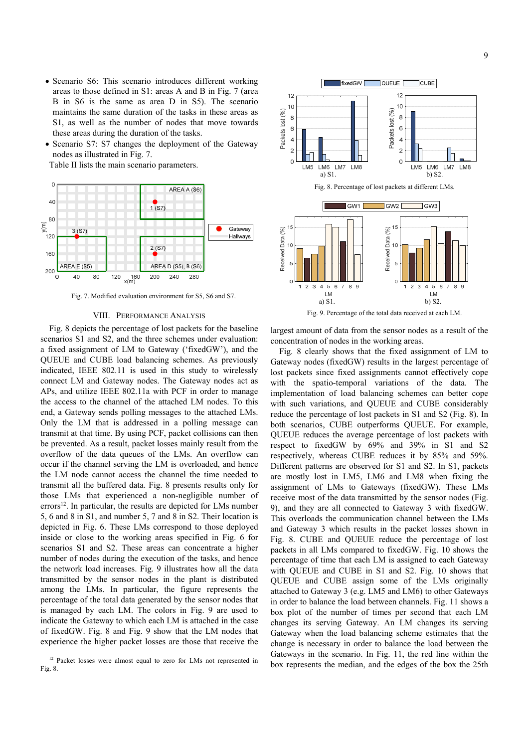- Scenario S6: This scenario introduces different working areas to those defined in S1: areas A and B in Fig. 7 (area B in S6 is the same as area D in S5). The scenario maintains the same duration of the tasks in these areas as S1, as well as the number of nodes that move towards these areas during the duration of the tasks.
- Scenario S7: S7 changes the deployment of the Gateway nodes as illustrated in Fig. 7.

Table II lists the main scenario parameters.

0
40
80
120
160
200
y(m)
0 40 80 120 160 200 240 280
x(m)
AREA A (S6)
1 (S7)
3 (S7)
2 (S7)
AREA E (S5)
AREA D (S5), B (S6)
Gateway
Hallways

Fig. 7. Modified evaluation environment for S5, S6 and S7.

## VIII. Performance Analysis

Fig. 8 depicts the percentage of lost packets for the baseline scenarios S1 and S2, and the three schemes under evaluation: a fixed assignment of LM to Gateway ('fixedGW'), and the QUEUE and CUBE load balancing schemes. As previously indicated, IEEE 802.11 is used in this study to wirelessly connect LM and Gateway nodes. The Gateway nodes act as APs, and utilize IEEE 802.11a with PCF in order to manage the access to the channel of the attached LM nodes. To this end, a Gateway sends polling messages to the attached LMs. Only the LM that is addressed in a polling message can transmit at that time. By using PCF, packet collisions can then be prevented. As a result, packet losses mainly result from the overflow of the data queues of the LMs. An overflow can occur if the channel serving the LM is overloaded, and hence the LM node cannot access the channel the time needed to transmit all the buffered data. Fig. 8 presents results only for those LMs that experienced a non-negligible number of errors[12]. In particular, the results are depicted for LMs number 5, 6 and 8 in S1, and number 5, 7 and 8 in S2. Their location is depicted in Fig. 6. These LMs correspond to those deployed inside or close to the working areas specified in Fig. 6 for scenarios S1 and S2. These areas can concentrate a higher number of nodes during the execution of the tasks, and hence the network load increases. Fig. 9 illustrates how all the data transmitted by the sensor nodes in the plant is distributed among the LMs. In particular, the figure represents the percentage of the total data generated by the sensor nodes that is managed by each LM. The colors in Fig. 9 are used to indicate the Gateway to which each LM is attached in the case of fixedGW. Fig. 8 and Fig. 9 show that the LM nodes that experience the higher packet losses are those that receive the largest amount of data from the sensor nodes as a result of the concentration of nodes in the working areas.

[12] Packet losses were almost equal to zero for LMs not represented in Fig. 8.

fixedGW QUEUE CUBE
Packets lost (%)
0 2 4 6 8 10 12
LM5 LM6 LM7 LM8
a) S1.
Packets lost (%)
0 2 4 6 8 10 12
LM5 LM6 LM7 LM8
b) S2.

Fig. 8. Percentage of lost packets at different LMs.

GW1 GW2 GW3
Received Data (%)
0 5 10 15
1 2 3 4 5 6 7 8 9
LM
a) S1.
Received Data (%)
0 5 10 15
1 2 3 4 5 6 7 8 9
LM
b) S2.

Fig. 9. Percentage of the total data received at each LM.

Fig. 8 clearly shows that the fixed assignment of LM to Gateway nodes (fixedGW) results in the largest percentage of lost packets since fixed assignments cannot effectively cope with the spatio-temporal variations of the data. The implementation of load balancing schemes can better cope with such variations, and QUEUE and CUBE considerably reduce the percentage of lost packets in S1 and S2 (Fig. 8). In both scenarios, CUBE outperforms QUEUE. For example, QUEUE reduces the average percentage of lost packets with respect to fixedGW by 69% and 39% in S1 and S2 respectively, whereas CUBE reduces it by 85% and 59%. Different patterns are observed for S1 and S2. In S1, packets are mostly lost in LM5, LM6 and LM8 when fixing the assignment of LMs to Gateways (fixedGW). These LMs receive most of the data transmitted by the sensor nodes (Fig. 9), and they are all connected to Gateway 3 with fixedGW. This overloads the communication channel between the LMs and Gateway 3 which results in the packet losses shown in Fig. 8. CUBE and QUEUE reduce the percentage of lost packets in all LMs compared to fixedGW. Fig. 10 shows the percentage of time that each LM is assigned to each Gateway with QUEUE and CUBE in S1 and S2. Fig. 10 shows that QUEUE and CUBE assign some of the LMs originally attached to Gateway 3 (e.g. LM5 and LM6) to other Gateways in order to balance the load between channels. Fig. 11 shows a box plot of the number of times per second that each LM changes its serving Gateway. An LM changes its serving Gateway when the load balancing scheme estimates that the change is necessary in order to balance the load between the Gateways in the scenario. In Fig. 11, the red line within the box represents the median, and the edges of the box the 25th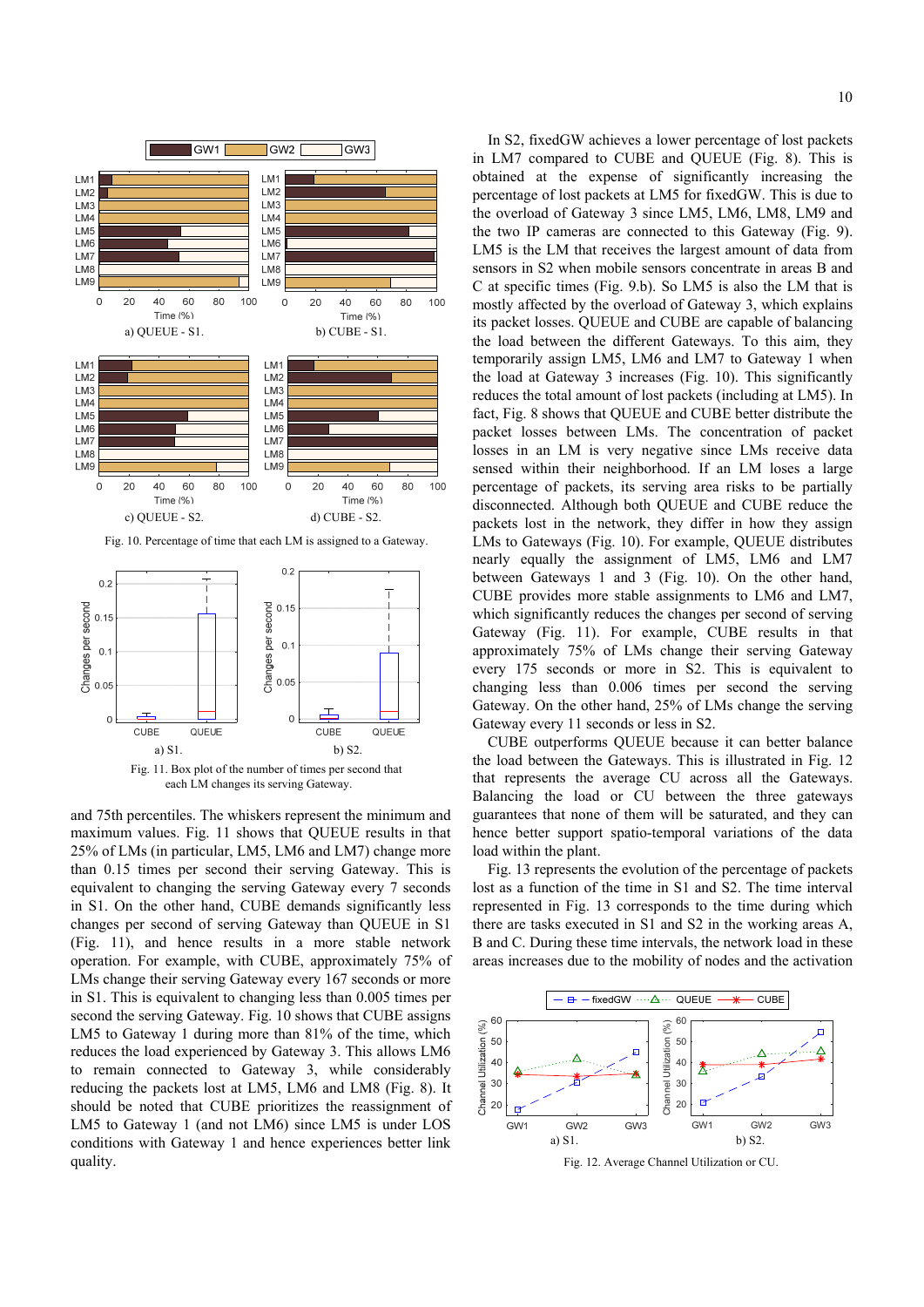Fig. 10. Percentage of time that each LM is assigned to a Gateway.

Fig. 11. Box plot of the number of times per second that each LM changes its serving Gateway.

and 75th percentiles. The whiskers represent the minimum and maximum values. Fig. 11 shows that QUEUE results in that 25% of LMs (in particular, LM5, LM6 and LM7) change more than 0.15 times per second their serving Gateway. This is equivalent to changing the serving Gateway every 7 seconds in S1. On the other hand, CUBE demands significantly less changes per second of serving Gateway than QUEUE in S1 (Fig. 11), and hence results in a more stable network operation. For example, with CUBE, approximately 75% of LMs change their serving Gateway every 167 seconds or more in S1. This is equivalent to changing less than 0.005 times per second the serving Gateway. Fig. 10 shows that CUBE assigns LM5 to Gateway 1 during more than 81% of the time, which reduces the load experienced by Gateway 3. This allows LM6 to remain connected to Gateway 3, while considerably reducing the packets lost at LM5, LM6 and LM8 (Fig. 8). It should be noted that CUBE prioritizes the reassignment of LM5 to Gateway 1 (and not LM6) since LM5 is under LOS conditions with Gateway 1 and hence experiences better link quality.

In S2, fixedGW achieves a lower percentage of lost packets in LM7 compared to CUBE and QUEUE (Fig. 8). This is obtained at the expense of significantly increasing the percentage of lost packets at LM5 for fixedGW. This is due to the overload of Gateway 3 since LM5, LM6, LM8, LM9 and the two IP cameras are connected to this Gateway (Fig. 9). LM5 is the LM that receives the largest amount of data from sensors in S2 when mobile sensors concentrate in areas B and C at specific times (Fig. 9.b). So LM5 is also the LM that is mostly affected by the overload of Gateway 3, which explains its packet losses. QUEUE and CUBE are capable of balancing the load between the different Gateways. To this aim, they temporarily assign LM5, LM6 and LM7 to Gateway 1 when the load at Gateway 3 increases (Fig. 10). This significantly reduces the total amount of lost packets (including at LM5). In fact, Fig. 8 shows that QUEUE and CUBE better distribute the packet losses between LMs. The concentration of packet losses in an LM is very negative since LMs receive data sensed within their neighborhood. If an LM loses a large percentage of packets, its serving area risks to be partially disconnected. Although both QUEUE and CUBE reduce the packets lost in the network, they differ in how they assign LMs to Gateways (Fig. 10). For example, QUEUE distributes nearly equally the assignment of LM5, LM6 and LM7 between Gateways 1 and 3 (Fig. 10). On the other hand, CUBE provides more stable assignments to LM6 and LM7, which significantly reduces the changes per second of serving Gateway (Fig. 11). For example, CUBE results in that approximately 75% of LMs change their serving Gateway every 175 seconds or more in S2. This is equivalent to changing less than 0.006 times per second the serving Gateway. On the other hand, 25% of LMs change the serving Gateway every 11 seconds or less in S2.

CUBE outperforms QUEUE because it can better balance the load between the Gateways. This is illustrated in Fig. 12 that represents the average CU across all the Gateways. Balancing the load or CU between the three gateways guarantees that none of them will be saturated, and they can hence better support spatio-temporal variations of the data load within the plant.

Fig. 13 represents the evolution of the percentage of packets lost as a function of the time in S1 and S2. The time interval represented in Fig. 13 corresponds to the time during which there are tasks executed in S1 and S2 in the working areas A, B and C. During these time intervals, the network load in these areas increases due to the mobility of nodes and the activation

Fig. 12. Average Channel Utilization or CU.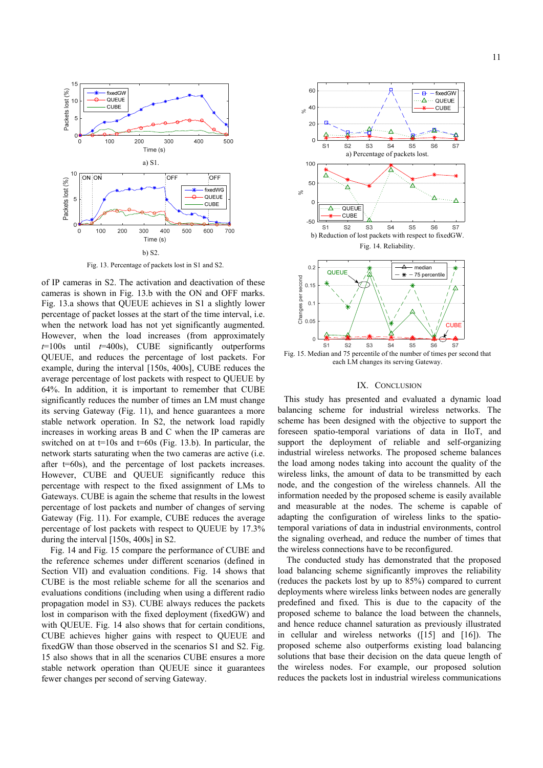15
10
5
0
Packets lost (%)
0 100 200 300 400 500
Time (s)
fixedGW
QUEUE
CUBE

a) S1.

10
5
0
Packets lost (%)
ON ON OFF OFF
0 100 200 300 400 500 600 700
Time (s)
fixedWG
QUEUE
CUBE

b) S2.

Fig. 13. Percentage of packets lost in S1 and S2.

of IP cameras in S2. The activation and deactivation of these cameras is shown in Fig. 13.b with the ON and OFF marks. Fig. 13.a shows that QUEUE achieves in S1 a slightly lower percentage of packet losses at the start of the time interval, i.e. when the network load has not yet significantly augmented. However, when the load increases (from approximately $t$=100s until $t$=400s), CUBE significantly outperforms QUEUE, and reduces the percentage of lost packets. For example, during the interval [150s, 400s], CUBE reduces the average percentage of lost packets with respect to QUEUE by 64%. In addition, it is important to remember that CUBE significantly reduces the number of times an LM must change its serving Gateway (Fig. 11), and hence guarantees a more stable network operation. In S2, the network load rapidly increases in working areas B and C when the IP cameras are switched on at t=10s and t=60s (Fig. 13.b). In particular, the network starts saturating when the two cameras are active (i.e. after t=60s), and the percentage of lost packets increases. However, CUBE and QUEUE significantly reduce this percentage with respect to the fixed assignment of LMs to Gateways. CUBE is again the scheme that results in the lowest percentage of lost packets and number of changes of serving Gateway (Fig. 11). For example, CUBE reduces the average percentage of lost packets with respect to QUEUE by 17.3% during the interval [150s, 400s] in S2.

Fig. 14 and Fig. 15 compare the performance of CUBE and the reference schemes under different scenarios (defined in Section VII) and evaluation conditions. Fig. 14 shows that CUBE is the most reliable scheme for all the scenarios and evaluations conditions (including when using a different radio propagation model in S3). CUBE always reduces the packets lost in comparison with the fixed deployment (fixedGW) and with QUEUE. Fig. 14 also shows that for certain conditions, CUBE achieves higher gains with respect to QUEUE and fixedGW than those observed in the scenarios S1 and S2. Fig. 15 also shows that in all the scenarios CUBE ensures a more stable network operation than QUEUE since it guarantees fewer changes per second of serving Gateway.

60
40
20
0
%
S1 S2 S3 S4 S5 S6 S7
fixedGW
QUEUE
CUBE

a) Percentage of packets lost.

100
50
0
-50
%
S1 S2 S3 S4 S5 S6 S7
QUEUE
CUBE

b) Reduction of lost packets with respect to fixedGW.

Fig. 14. Reliability.

0.2
0.15
0.1
0.05
0
Changes per second
S1 S2 S3 S4 S5 S6 S7
QUEUE
CUBE
median
75 percentile

Fig. 15. Median and 75 percentile of the number of times per second that each LM changes its serving Gateway.

## IX. Conclusion

This study has presented and evaluated a dynamic load balancing scheme for industrial wireless networks. The scheme has been designed with the objective to support the foreseen spatio-temporal variations of data in IIoT, and support the deployment of reliable and self-organizing industrial wireless networks. The proposed scheme balances the load among nodes taking into account the quality of the wireless links, the amount of data to be transmitted by each node, and the congestion of the wireless channels. All the information needed by the proposed scheme is easily available and measurable at the nodes. The scheme is capable of adapting the configuration of wireless links to the spatio-temporal variations of data in industrial environments, control the signaling overhead, and reduce the number of times that the wireless connections have to be reconfigured.

The conducted study has demonstrated that the proposed load balancing scheme significantly improves the reliability (reduces the packets lost by up to 85%) compared to current deployments where wireless links between nodes are generally predefined and fixed. This is due to the capacity of the proposed scheme to balance the load between the channels, and hence reduce channel saturation as previously illustrated in cellular and wireless networks ([15] and [16]). The proposed scheme also outperforms existing load balancing solutions that base their decision on the data queue length of the wireless nodes. For example, our proposed solution reduces the packets lost in industrial wireless communications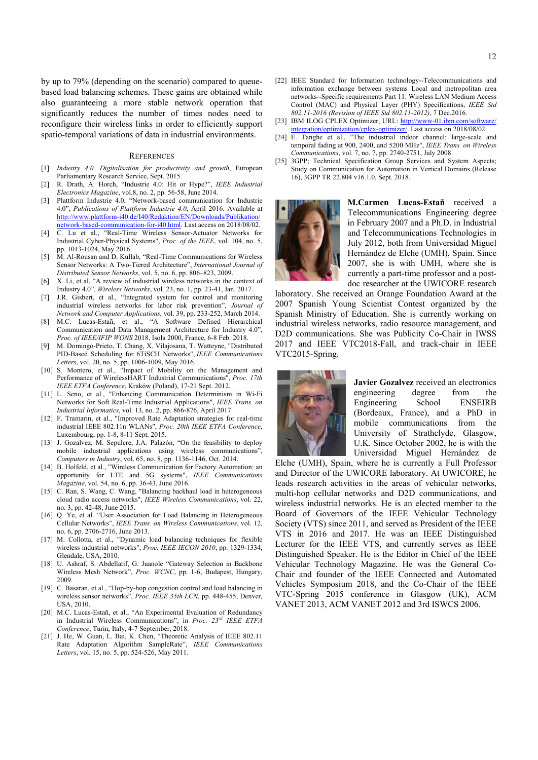by up to 79% (depending on the scenario) compared to queue-based load balancing schemes. These gains are obtained while also guaranteeing a more stable network operation that significantly reduces the number of times nodes need to reconfigure their wireless links in order to efficiently support spatio-temporal variations of data in industrial environments.

## References

[1] *Industry 4.0. Digitalisation for productivity and growth*, European Parliamentary Research Service, Sept. 2015.

[2] R. Drath, A. Horch, "Industrie 4.0: Hit or Hype?", *IEEE Industrial Electronics Magazine*, vol.8, no. 2, pp. 56-58, June 2014.

[3] Plattform Industrie 4.0, "Network-based communication for Industrie 4.0", *Publications of Plattform Industrie 4.0*, April 2016. Available at http://www.plattform-i40.de/I40/Redaktion/EN/Downloads/Publikation/network-based-communication-for-i40.html. Last access on 2018/08/02.

[4] C. Lu et al., "Real-Time Wireless Sensor-Actuator Networks for Industrial Cyber-Physical Systems", *Proc. of the IEEE*, vol. 104, no. 5, pp. 1013-1024, May 2016.

[5] M. Al-Rousan and D. Kullab, "Real-Time Communications for Wireless Sensor Networks: A Two-Tiered Architecture", *International Journal of Distributed Sensor Networks*, vol. 5, no. 6, pp. 806–823, 2009.

[6] X. Li, et al, "A review of industrial wireless networks in the context of Industry 4.0", *Wireless Networks*, vol. 23, no. 1, pp. 23-41, Jan. 2017.

[7] J.R. Gisbert, et al., "Integrated system for control and monitoring industrial wireless networks for labor risk prevention", *Journal of Network and Computer Applications*, vol. 39, pp. 233-252, March 2014.

[8] M.C. Lucas-Estañ, et al., "A Software Defined Hierarchical Communication and Data Management Architecture for Industry 4.0", *Proc. of IEEE/IFIP WONS* 2018, Isola 2000, France, 6-8 Feb. 2018.

[9] M. Domingo-Prieto, T. Chang, X. Vilajosana, T. Watteyne, "Distributed PID-Based Scheduling for 6TiSCH Networks", *IEEE Communications Letters*, vol. 20, no. 5, pp. 1006-1009, May 2016.

[10] S. Montero, et al., "Impact of Mobility on the Management and Performance of WirelessHART Industrial Communications", *Proc. 17th IEEE ETFA Conference*, Kraków (Poland), 17-21 Sept. 2012.

[11] L. Seno, et al., "Enhancing Communication Determinism in Wi-Fi Networks for Soft Real-Time Industrial Applications", *IEEE Trans. on Industrial Informatics*, vol. 13, no. 2, pp. 866-876, April 2017.

[12] F. Tramarin, et al., "Improved Rate Adaptation strategies for real-time industrial IEEE 802.11n WLANs", *Proc. 20th IEEE ETFA Conference*, Luxembourg, pp. 1-8, 8-11 Sept. 2015.

[13] J. Gozalvez, M. Sepulcre, J.A. Palazón, "On the feasibility to deploy mobile industrial applications using wireless communications", *Computers in Industry*, vol. 65, no. 8, pp. 1136-1146, Oct. 2014.

[14] B. Holfeld, et al., "Wireless Communication for Factory Automation: an opportunity for LTE and 5G systems", *IEEE Communications Magazine*, vol. 54, no. 6, pp. 36-43, June 2016.

[15] C. Ran, S. Wang, C. Wang, "Balancing backhaul load in heterogeneous cloud radio access networks", *IEEE Wireless Communications*, vol. 22, no. 3, pp. 42-48, June 2015.

[16] Q. Ye, et al. "User Association for Load Balancing in Heterogeneous Cellular Networks", *IEEE Trans. on Wireless Communications*, vol. 12, no. 6, pp. 2706-2716, June 2013.

[17] M. Collotta, et al., "Dynamic load balancing techniques for flexible wireless industrial networks", *Proc. IEEE IECON 2010*, pp. 1329-1334, Glendale, USA, 2010.

[18] U. Ashraf, S. Abdellatif, G. Juanole "Gateway Selection in Backbone Wireless Mesh Network", *Proc. WCNC*, pp. 1-6, Budapest, Hungary, 2009.

[19] C. Basaran, et al., "Hop-by-hop congestion control and load balancing in wireless sensor networks", *Proc. IEEE 35th LCN*, pp. 448-455, Denver, USA, 2010.

[20] M.C. Lucas-Estañ, et al., "An Experimental Evaluation of Redundancy in Industrial Wireless Communications", in *Proc. 23rd IEEE ETFA Conference*, Turin, Italy, 4-7 September, 2018.

[21] J. He, W. Guan, L. Bai, K. Chen, "Theoretic Analysis of IEEE 802.11 Rate Adaptation Algorithm SampleRate", *IEEE Communications Letters*, vol. 15, no. 5, pp. 524-526, May 2011.

[22] IEEE Standard for Information technology--Telecommunications and information exchange between systems Local and metropolitan area networks--Specific requirements Part 11: Wireless LAN Medium Access Control (MAC) and Physical Layer (PHY) Specifications, *IEEE Std 802.11-2016 (Revision of IEEE Std 802.11-2012)*, 7 Dec.2016.

[23] IBM ILOG CPLEX Optimizer, URL: http://www-01.ibm.com/software/integration/optimization/cplex-optimizer/. Last access on 2018/08/02.

[24] E. Tanghe et al., "The industrial indoor channel: large-scale and temporal fading at 900, 2400, and 5200 MHz", *IEEE Trans. on Wireless Communications*, vol. 7, no. 7, pp. 2740-2751, July 2008.

[25] 3GPP; Technical Specification Group Services and System Aspects; Study on Communication for Automation in Vertical Domains (Release 16), 3GPP TR 22.804 v16.1.0, Sept. 2018.

**M.Carmen Lucas-Estañ** received a Telecommunications Engineering degree in February 2007 and a Ph.D. in Industrial and Telecommunications Technologies in July 2012, both from Universidad Miguel Hernández de Elche (UMH), Spain. Since 2007, she is with UMH, where she is currently a part-time professor and a post-doc researcher at the UWICORE research laboratory. She received an Orange Foundation Award at the 2007 Spanish Young Scientist Contest organized by the Spanish Ministry of Education. She is currently working on industrial wireless networks, radio resource management, and D2D communications. She was Publicity Co-Chair in IWSS 2017 and IEEE VTC2018-Fall, and track-chair in IEEE VTC2015-Spring.

**Javier Gozalvez** received an electronics engineering degree from the Engineering School ENSEIRB (Bordeaux, France), and a PhD in mobile communications from the University of Strathclyde, Glasgow, U.K. Since October 2002, he is with the Universidad Miguel Hernández de Elche (UMH), Spain, where he is currently a Full Professor and Director of the UWICORE laboratory. At UWICORE, he leads research activities in the areas of vehicular networks, multi-hop cellular networks and D2D communications, and wireless industrial networks. He is an elected member to the Board of Governors of the IEEE Vehicular Technology Society (VTS) since 2011, and served as President of the IEEE VTS in 2016 and 2017. He was an IEEE Distinguished Lecturer for the IEEE VTS, and currently serves as IEEE Distinguished Speaker. He is the Editor in Chief of the IEEE Vehicular Technology Magazine. He was the General Co-Chair and founder of the IEEE Connected and Automated Vehicles Symposium 2018, and the Co-Chair of the IEEE VTC-Spring 2015 conference in Glasgow (UK), ACM VANET 2013, ACM VANET 2012 and 3rd ISWCS 2006.